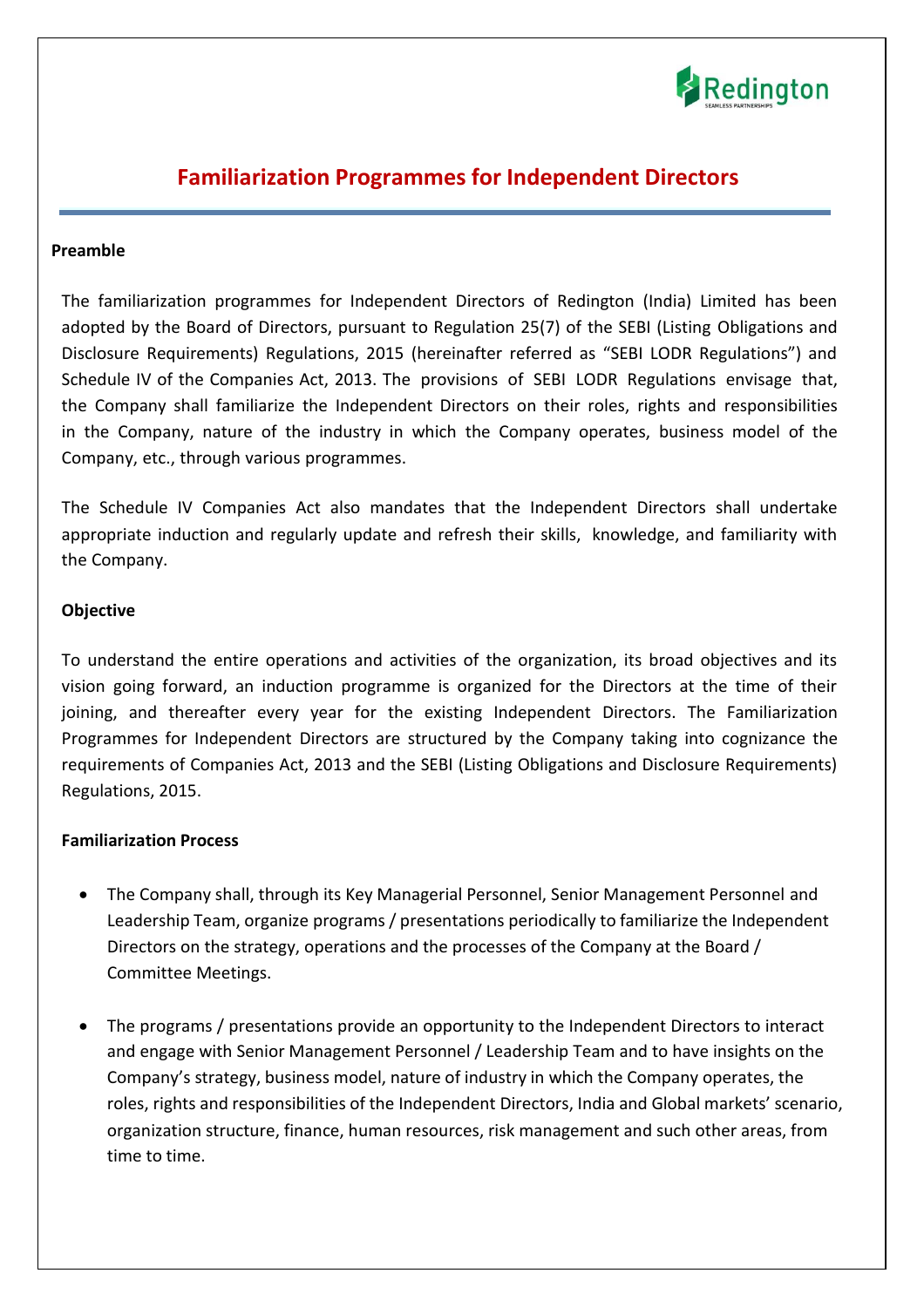# Familiarization Programmes for Independent Directors

**Preamble**

The familiarization programmes for Independent Directors of Redington (India) Limited has been adopted by the Board of Directors, pursuant to Regulation 25(7) of the SEBI (Listing Obligations and Disclosure Requirements) Regulations, 2015 (hereinafter referred as "SEBI LODR Regulations") and Schedule IV of the Companies Act, 2013. The provisions of SEBI LODR Regulations envisage that, the Company shall familiarize the Independent Directors on their roles, rights and responsibilities in the Company, nature of the industry in which the Company operates, business model of the Company, etc., through various programmes.

The Schedule IV Companies Act also mandates that the Independent Directors shall undertake appropriate induction and regularly update and refresh their skills, knowledge, and familiarity with the Company.

**Objective**

To understand the entire operations and activities of the organization, its broad objectives and its vision going forward, an induction programme is organized for the Directors at the time of their joining, and thereafter every year for the existing Independent Directors. The Familiarization Programmes for Independent Directors are structured by the Company taking into cognizance the requirements of Companies Act, 2013 and the SEBI (Listing Obligations and Disclosure Requirements) Regulations, 2015.

**Familiarization Process**

- The Company shall, through its Key Managerial Personnel, Senior Management Personnel and Leadership Team, organize programs / presentations periodically to familiarize the Independent Directors on the strategy, operations and the processes of the Company at the Board / Committee Meetings.

- The programs / presentations provide an opportunity to the Independent Directors to interact and engage with Senior Management Personnel / Leadership Team and to have insights on the Company's strategy, business model, nature of industry in which the Company operates, the roles, rights and responsibilities of the Independent Directors, India and Global markets' scenario, organization structure, finance, human resources, risk management and such other areas, from time to time.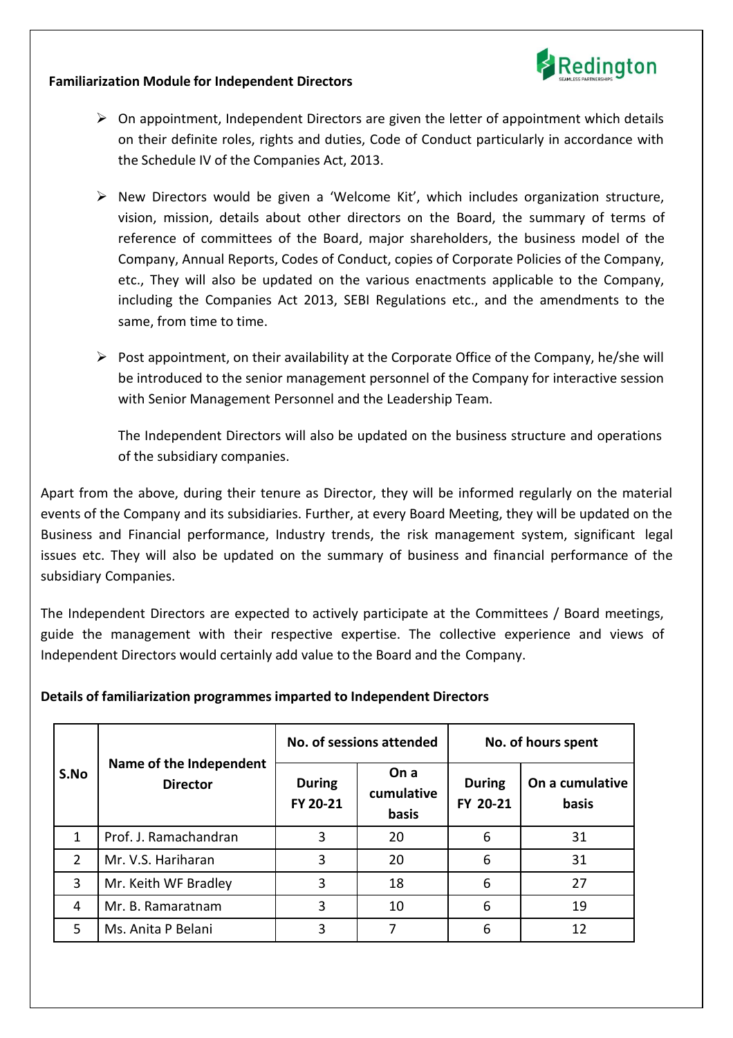**Familiarization Module for Independent Directors**

- On appointment, Independent Directors are given the letter of appointment which details on their definite roles, rights and duties, Code of Conduct particularly in accordance with the Schedule IV of the Companies Act, 2013.

- New Directors would be given a 'Welcome Kit', which includes organization structure, vision, mission, details about other directors on the Board, the summary of terms of reference of committees of the Board, major shareholders, the business model of the Company, Annual Reports, Codes of Conduct, copies of Corporate Policies of the Company, etc., They will also be updated on the various enactments applicable to the Company, including the Companies Act 2013, SEBI Regulations etc., and the amendments to the same, from time to time.

- Post appointment, on their availability at the Corporate Office of the Company, he/she will be introduced to the senior management personnel of the Company for interactive session with Senior Management Personnel and the Leadership Team.

  The Independent Directors will also be updated on the business structure and operations of the subsidiary companies.

Apart from the above, during their tenure as Director, they will be informed regularly on the material events of the Company and its subsidiaries. Further, at every Board Meeting, they will be updated on the Business and Financial performance, Industry trends, the risk management system, significant legal issues etc. They will also be updated on the summary of business and financial performance of the subsidiary Companies.

The Independent Directors are expected to actively participate at the Committees / Board meetings, guide the management with their respective expertise. The collective experience and views of Independent Directors would certainly add value to the Board and the Company.

**Details of familiarization programmes imparted to Independent Directors**

| S.No | Name of the Independent Director | No. of sessions attended | | No. of hours spent | |
|---|---|---|---|---|---|
| | | During FY 20-21 | On a cumulative basis | During FY 20-21 | On a cumulative basis |
| 1 | Prof. J. Ramachandran | 3 | 20 | 6 | 31 |
| 2 | Mr. V.S. Hariharan | 3 | 20 | 6 | 31 |
| 3 | Mr. Keith WF Bradley | 3 | 18 | 6 | 27 |
| 4 | Mr. B. Ramaratnam | 3 | 10 | 6 | 19 |
| 5 | Ms. Anita P Belani | 3 | 7 | 6 | 12 |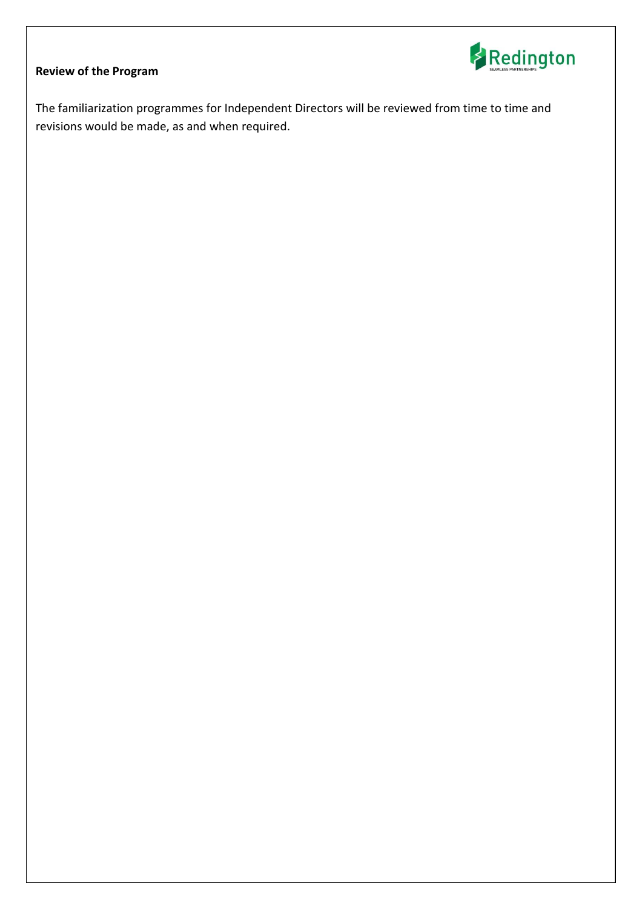**Review of the Program**

The familiarization programmes for Independent Directors will be reviewed from time to time and revisions would be made, as and when required.